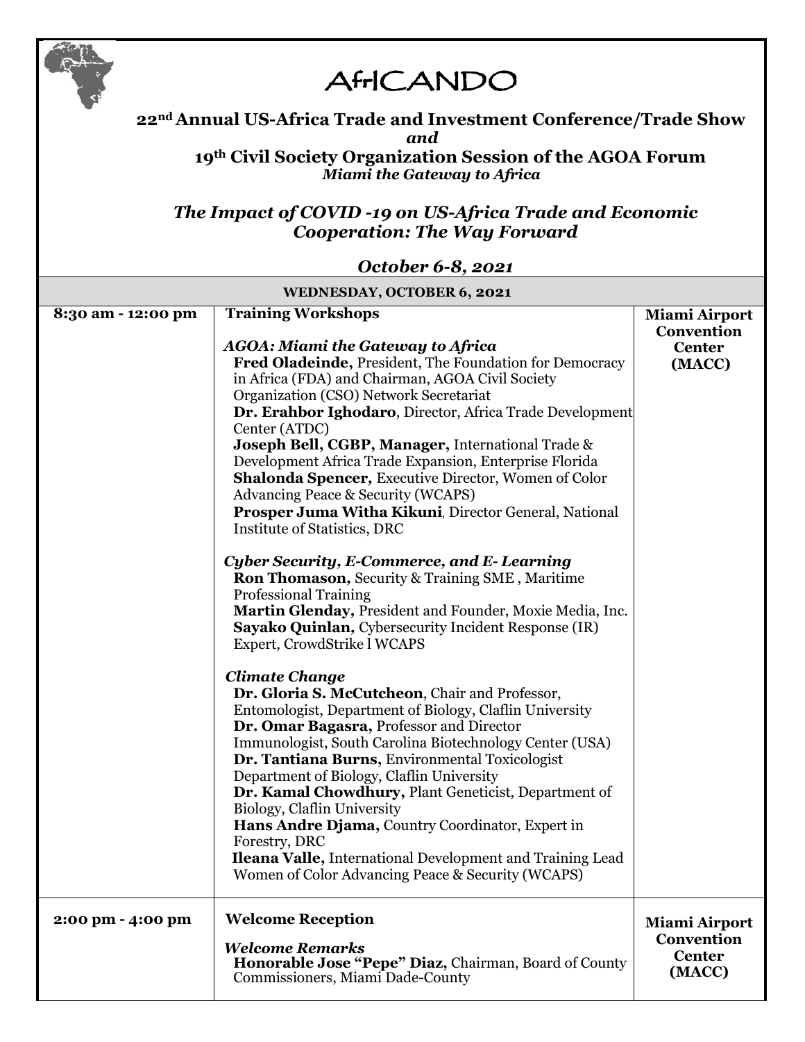# AfrICANDO

## 22nd Annual US-Africa Trade and Investment Conference/Trade Show
***and***
## 19th Civil Society Organization Session of the AGOA Forum
***Miami the Gateway to Africa***

### *The Impact of COVID -19 on US-Africa Trade and Economic Cooperation: The Way Forward*

### *October 6-8, 2021*

| WEDNESDAY, OCTOBER 6, 2021 | | |
|---|---|---|
| **8:30 am - 12:00 pm** | **Training Workshops**<br><br>***AGOA: Miami the Gateway to Africa***<br>**Fred Oladeinde,** President, The Foundation for Democracy in Africa (FDA) and Chairman, AGOA Civil Society Organization (CSO) Network Secretariat<br>**Dr. Erahbor Ighodaro**, Director, Africa Trade Development Center (ATDC)<br>**Joseph Bell, CGBP, Manager,** International Trade & Development Africa Trade Expansion, Enterprise Florida<br>**Shalonda Spencer,** Executive Director, Women of Color Advancing Peace & Security (WCAPS)<br>**Prosper Juma Witha Kikuni**, Director General, National Institute of Statistics, DRC<br><br>***Cyber Security, E-Commerce, and E- Learning***<br>**Ron Thomason,** Security & Training SME , Maritime Professional Training<br>**Martin Glenday,** President and Founder, Moxie Media, Inc.<br>**Sayako Quinlan,** Cybersecurity Incident Response (IR) Expert, CrowdStrike l WCAPS<br><br>***Climate Change***<br>**Dr. Gloria S. McCutcheon**, Chair and Professor, Entomologist, Department of Biology, Claflin University<br>**Dr. Omar Bagasra,** Professor and Director Immunologist, South Carolina Biotechnology Center (USA)<br>**Dr. Tantiana Burns,** Environmental Toxicologist Department of Biology, Claflin University<br>**Dr. Kamal Chowdhury,** Plant Geneticist, Department of Biology, Claflin University<br>**Hans Andre Djama,** Country Coordinator, Expert in Forestry, DRC<br>**Ileana Valle,** International Development and Training Lead Women of Color Advancing Peace & Security (WCAPS) | **Miami Airport Convention Center (MACC)** |
| **2:00 pm - 4:00 pm** | **Welcome Reception**<br><br>***Welcome Remarks***<br>**Honorable Jose "Pepe" Diaz,** Chairman, Board of County Commissioners, Miami Dade-County | **Miami Airport Convention Center (MACC)** |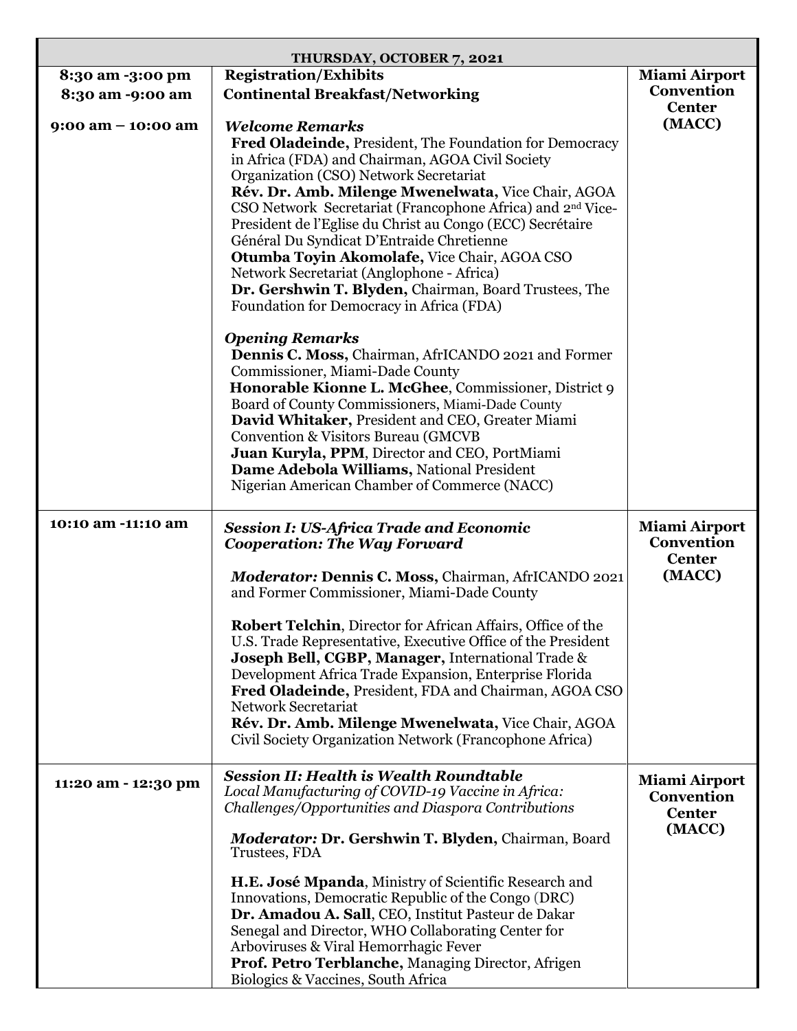| THURSDAY, OCTOBER 7, 2021 | | |
|---|---|---|
| **8:30 am -3:00 pm**<br>**8:30 am -9:00 am**<br><br>**9:00 am – 10:00 am** | **Registration/Exhibits**<br>**Continental Breakfast/Networking**<br><br>***Welcome Remarks***<br>**Fred Oladeinde,** President, The Foundation for Democracy in Africa (FDA) and Chairman, AGOA Civil Society Organization (CSO) Network Secretariat<br>**Rév. Dr. Amb. Milenge Mwenelwata,** Vice Chair, AGOA CSO Network Secretariat (Francophone Africa) and 2nd Vice-President de l'Eglise du Christ au Congo (ECC) Secrétaire Général Du Syndicat D'Entraide Chretienne<br>**Otumba Toyin Akomolafe,** Vice Chair, AGOA CSO Network Secretariat (Anglophone - Africa)<br>**Dr. Gershwin T. Blyden,** Chairman, Board Trustees, The Foundation for Democracy in Africa (FDA)<br><br>***Opening Remarks***<br>**Dennis C. Moss,** Chairman, AfrICANDO 2021 and Former Commissioner, Miami-Dade County<br>**Honorable Kionne L. McGhee**, Commissioner, District 9 Board of County Commissioners, Miami-Dade County<br>**David Whitaker,** President and CEO, Greater Miami Convention & Visitors Bureau (GMCVB<br>**Juan Kuryla, PPM**, Director and CEO, PortMiami<br>**Dame Adebola Williams,** National President Nigerian American Chamber of Commerce (NACC) | **Miami Airport Convention Center (MACC)** |
| **10:10 am -11:10 am** | ***Session I: US-Africa Trade and Economic Cooperation: The Way Forward***<br><br>***Moderator:*** **Dennis C. Moss,** Chairman, AfrICANDO 2021 and Former Commissioner, Miami-Dade County<br><br>**Robert Telchin**, Director for African Affairs, Office of the U.S. Trade Representative, Executive Office of the President<br>**Joseph Bell, CGBP, Manager,** International Trade & Development Africa Trade Expansion, Enterprise Florida<br>**Fred Oladeinde,** President, FDA and Chairman, AGOA CSO Network Secretariat<br>**Rév. Dr. Amb. Milenge Mwenelwata,** Vice Chair, AGOA Civil Society Organization Network (Francophone Africa) | **Miami Airport Convention Center (MACC)** |
| **11:20 am - 12:30 pm** | ***Session II: Health is Wealth Roundtable***<br>*Local Manufacturing of COVID-19 Vaccine in Africa: Challenges/Opportunities and Diaspora Contributions*<br><br>***Moderator:*** **Dr. Gershwin T. Blyden,** Chairman, Board Trustees, FDA<br><br>**H.E. José Mpanda**, Ministry of Scientific Research and Innovations, Democratic Republic of the Congo (DRC)<br>**Dr. Amadou A. Sall**, CEO, Institut Pasteur de Dakar Senegal and Director, WHO Collaborating Center for Arboviruses & Viral Hemorrhagic Fever<br>**Prof. Petro Terblanche,** Managing Director, Afrigen Biologics & Vaccines, South Africa | **Miami Airport Convention Center (MACC)** |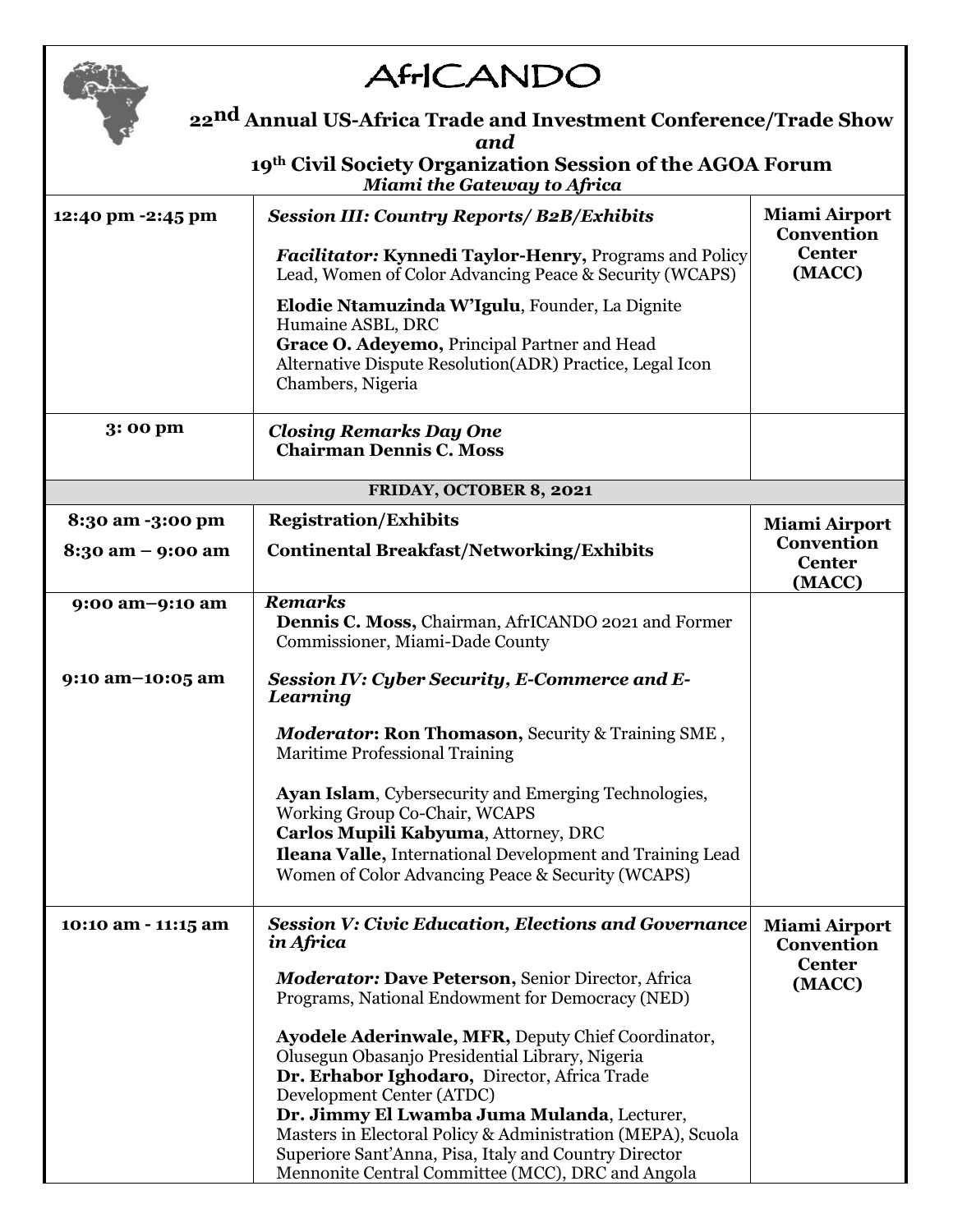# AfrICANDO

**22nd Annual US-Africa Trade and Investment Conference/Trade Show**
***and***
**19th Civil Society Organization Session of the AGOA Forum**
***Miami the Gateway to Africa***

| | | |
|---|---|---|
| **12:40 pm -2:45 pm** | ***Session III: Country Reports/ B2B/Exhibits***<br><br>***Facilitator:*** **Kynnedi Taylor-Henry,** Programs and Policy Lead, Women of Color Advancing Peace & Security (WCAPS)<br><br>**Elodie Ntamuzinda W'Igulu**, Founder, La Dignite Humaine ASBL, DRC<br>**Grace O. Adeyemo,** Principal Partner and Head Alternative Dispute Resolution(ADR) Practice, Legal Icon Chambers, Nigeria | **Miami Airport Convention Center (MACC)** |
| **3: 00 pm** | ***Closing Remarks Day One***<br>**Chairman Dennis C. Moss** | |
| | **FRIDAY, OCTOBER 8, 2021** | |
| **8:30 am -3:00 pm**<br>**8:30 am – 9:00 am** | **Registration/Exhibits**<br>**Continental Breakfast/Networking/Exhibits** | **Miami Airport Convention Center (MACC)** |
| **9:00 am–9:10 am**<br><br>**9:10 am–10:05 am** | ***Remarks***<br>**Dennis C. Moss,** Chairman, AfrICANDO 2021 and Former Commissioner, Miami-Dade County<br><br>***Session IV: Cyber Security, E-Commerce and E-Learning***<br><br>***Moderator*****: Ron Thomason,** Security & Training SME , Maritime Professional Training<br><br>**Ayan Islam**, Cybersecurity and Emerging Technologies, Working Group Co-Chair, WCAPS<br>**Carlos Mupili Kabyuma**, Attorney, DRC<br>**Ileana Valle,** International Development and Training Lead Women of Color Advancing Peace & Security (WCAPS) | |
| **10:10 am - 11:15 am** | ***Session V: Civic Education, Elections and Governance in Africa***<br><br>***Moderator:*** **Dave Peterson,** Senior Director, Africa Programs, National Endowment for Democracy (NED)<br><br>**Ayodele Aderinwale, MFR,** Deputy Chief Coordinator, Olusegun Obasanjo Presidential Library, Nigeria<br>**Dr. Erhabor Ighodaro,** Director, Africa Trade Development Center (ATDC)<br>**Dr. Jimmy El Lwamba Juma Mulanda**, Lecturer, Masters in Electoral Policy & Administration (MEPA), Scuola Superiore Sant'Anna, Pisa, Italy and Country Director Mennonite Central Committee (MCC), DRC and Angola | **Miami Airport Convention Center (MACC)** |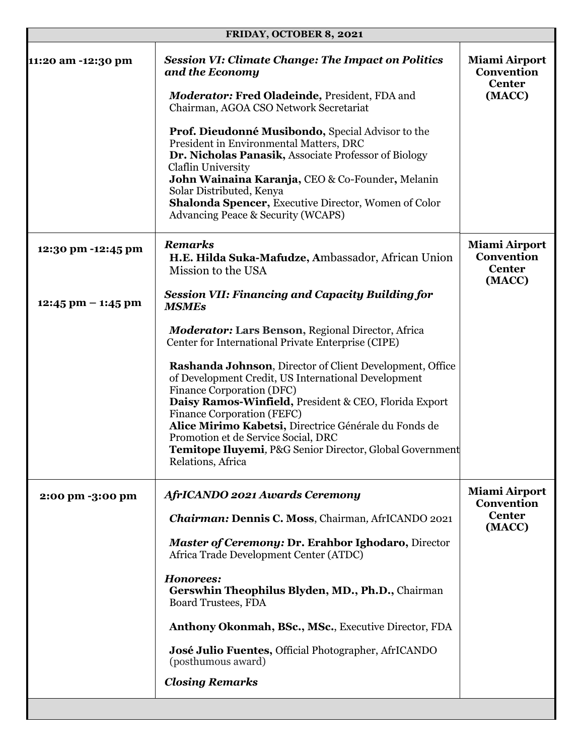| FRIDAY, OCTOBER 8, 2021 | | |
|---|---|---|
| 11:20 am -12:30 pm | ***Session VI: Climate Change: The Impact on Politics and the Economy***<br><br>***Moderator:*** **Fred Oladeinde,** President, FDA and Chairman, AGOA CSO Network Secretariat<br><br>**Prof. Dieudonné Musibondo,** Special Advisor to the President in Environmental Matters, DRC<br>**Dr. Nicholas Panasik,** Associate Professor of Biology Claflin University<br>**John Wainaina Karanja,** CEO & Co-Founder**,** Melanin Solar Distributed, Kenya<br>**Shalonda Spencer,** Executive Director, Women of Color Advancing Peace & Security (WCAPS) | **Miami Airport Convention Center (MACC)** |
| 12:30 pm -12:45 pm<br><br>12:45 pm – 1:45 pm | ***Remarks***<br>**H.E. Hilda Suka-Mafudze, A**mbassador, African Union Mission to the USA<br><br>***Session VII: Financing and Capacity Building for MSMEs***<br><br>***Moderator:*** **Lars Benson,** Regional Director, Africa Center for International Private Enterprise (CIPE)<br><br>**Rashanda Johnson**, Director of Client Development, Office of Development Credit, US International Development Finance Corporation (DFC)<br>**Daisy Ramos-Winfield,** President & CEO, Florida Export Finance Corporation (FEFC)<br>**Alice Mirimo Kabetsi,** Directrice Générale du Fonds de Promotion et de Service Social, DRC<br>**Temitope Iluyemi***,* P&G Senior Director, Global Government Relations, Africa | **Miami Airport Convention Center (MACC)** |
| 2:00 pm -3:00 pm | ***AfrICANDO 2021 Awards Ceremony***<br><br>***Chairman:*** **Dennis C. Moss**, Chairman, AfrICANDO 2021<br><br>***Master of Ceremony:*** **Dr. Erahbor Ighodaro,** Director Africa Trade Development Center (ATDC)<br><br>***Honorees:***<br>**Gerswhin Theophilus Blyden, MD., Ph.D.,** Chairman Board Trustees, FDA<br><br>**Anthony Okonmah, BSc., MSc.**, Executive Director, FDA<br><br>**José Julio Fuentes,** Official Photographer, AfrICANDO (posthumous award)<br><br>***Closing Remarks*** | **Miami Airport Convention Center (MACC)** |